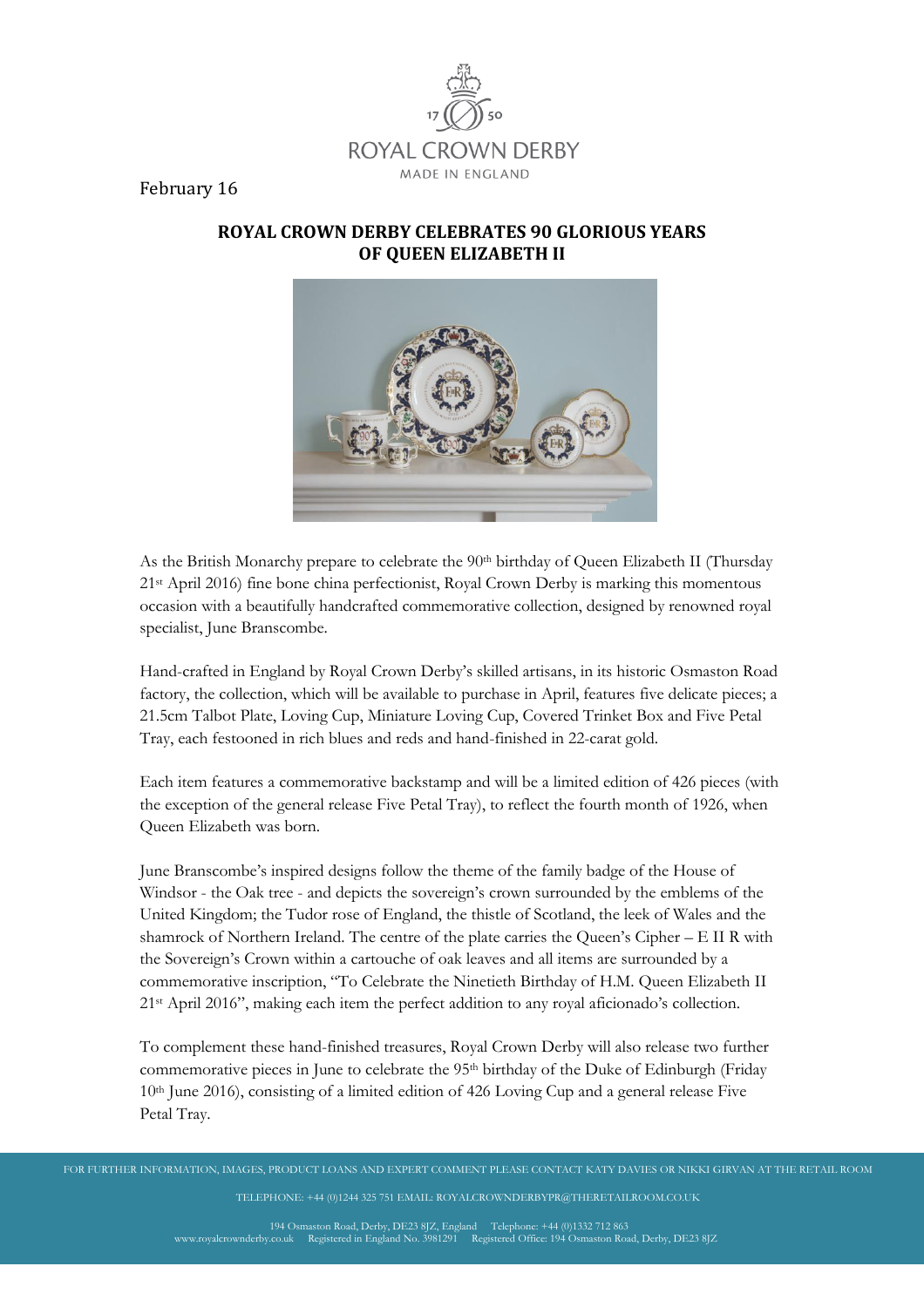ROYAL CROWN DERBY
MADE IN ENGLAND

February 16

## ROYAL CROWN DERBY CELEBRATES 90 GLORIOUS YEARS OF QUEEN ELIZABETH II

As the British Monarchy prepare to celebrate the 90th birthday of Queen Elizabeth II (Thursday 21st April 2016) fine bone china perfectionist, Royal Crown Derby is marking this momentous occasion with a beautifully handcrafted commemorative collection, designed by renowned royal specialist, June Branscombe.

Hand-crafted in England by Royal Crown Derby's skilled artisans, in its historic Osmaston Road factory, the collection, which will be available to purchase in April, features five delicate pieces; a 21.5cm Talbot Plate, Loving Cup, Miniature Loving Cup, Covered Trinket Box and Five Petal Tray, each festooned in rich blues and reds and hand-finished in 22-carat gold.

Each item features a commemorative backstamp and will be a limited edition of 426 pieces (with the exception of the general release Five Petal Tray), to reflect the fourth month of 1926, when Queen Elizabeth was born.

June Branscombe's inspired designs follow the theme of the family badge of the House of Windsor - the Oak tree - and depicts the sovereign's crown surrounded by the emblems of the United Kingdom; the Tudor rose of England, the thistle of Scotland, the leek of Wales and the shamrock of Northern Ireland. The centre of the plate carries the Queen's Cipher – E II R with the Sovereign's Crown within a cartouche of oak leaves and all items are surrounded by a commemorative inscription, "To Celebrate the Ninetieth Birthday of H.M. Queen Elizabeth II 21st April 2016", making each item the perfect addition to any royal aficionado's collection.

To complement these hand-finished treasures, Royal Crown Derby will also release two further commemorative pieces in June to celebrate the 95th birthday of the Duke of Edinburgh (Friday 10th June 2016), consisting of a limited edition of 426 Loving Cup and a general release Five Petal Tray.

FOR FURTHER INFORMATION, IMAGES, PRODUCT LOANS AND EXPERT COMMENT PLEASE CONTACT KATY DAVIES OR NIKKI GIRVAN AT THE RETAIL ROOM

TELEPHONE: +44 (0)1244 325 751 EMAIL: ROYALCROWNDERBYPR@THERETAILROOM.CO.UK

194 Osmaston Road, Derby, DE23 8JZ, England Telephone: +44 (0)1332 712 863
www.royalcrownderby.co.uk Registered in England No. 3981291 Registered Office: 194 Osmaston Road, Derby, DE23 8JZ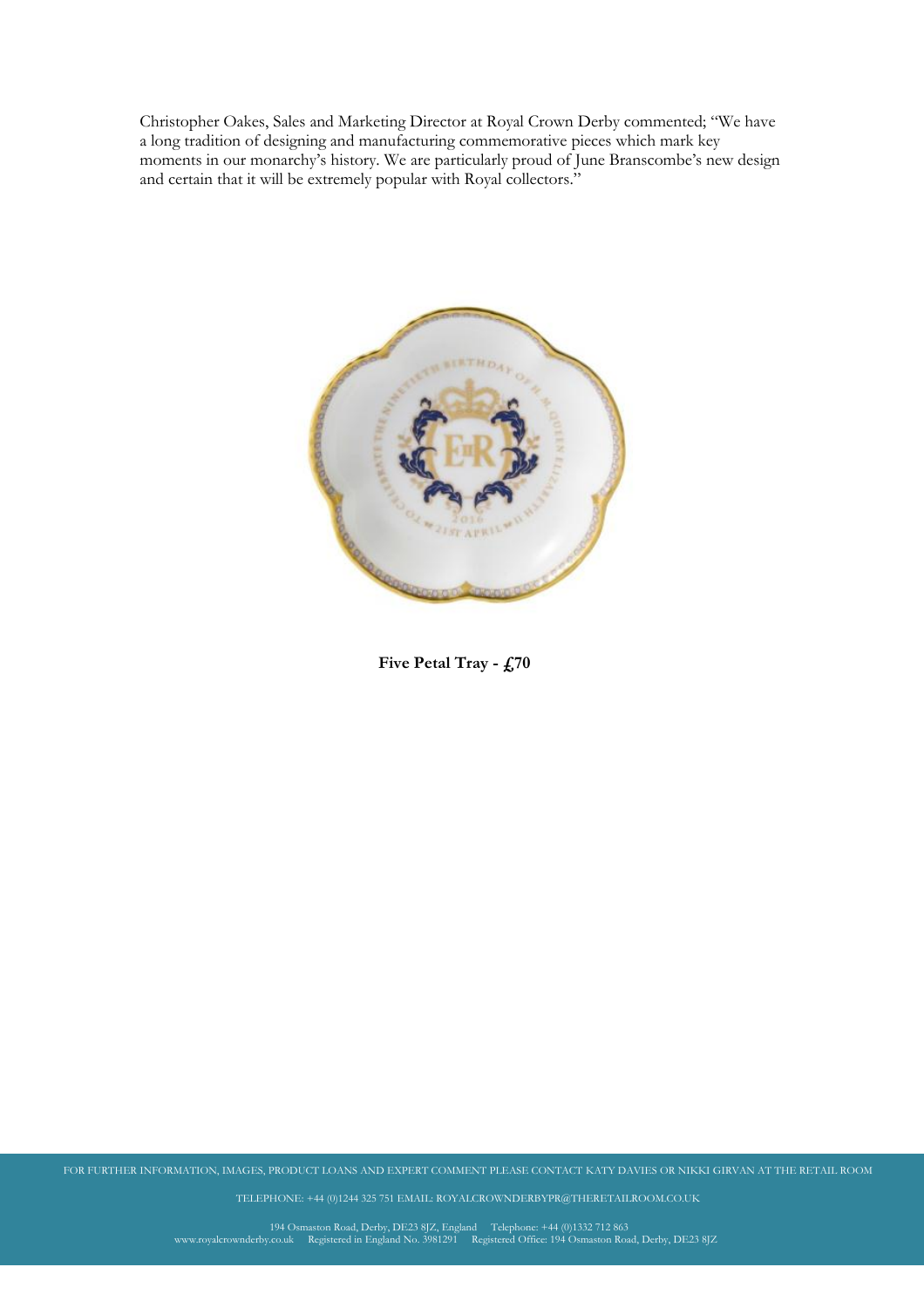Christopher Oakes, Sales and Marketing Director at Royal Crown Derby commented; "We have a long tradition of designing and manufacturing commemorative pieces which mark key moments in our monarchy's history. We are particularly proud of June Branscombe's new design and certain that it will be extremely popular with Royal collectors."

**Five Petal Tray - £70**

FOR FURTHER INFORMATION, IMAGES, PRODUCT LOANS AND EXPERT COMMENT PLEASE CONTACT KATY DAVIES OR NIKKI GIRVAN AT THE RETAIL ROOM

TELEPHONE: +44 (0)1244 325 751 EMAIL: ROYALCROWNDERBYPR@THERETAILROOM.CO.UK

194 Osmaston Road, Derby, DE23 8JZ, England Telephone: +44 (0)1332 712 863
www.royalcrownderby.co.uk Registered in England No. 3981291 Registered Office: 194 Osmaston Road, Derby, DE23 8JZ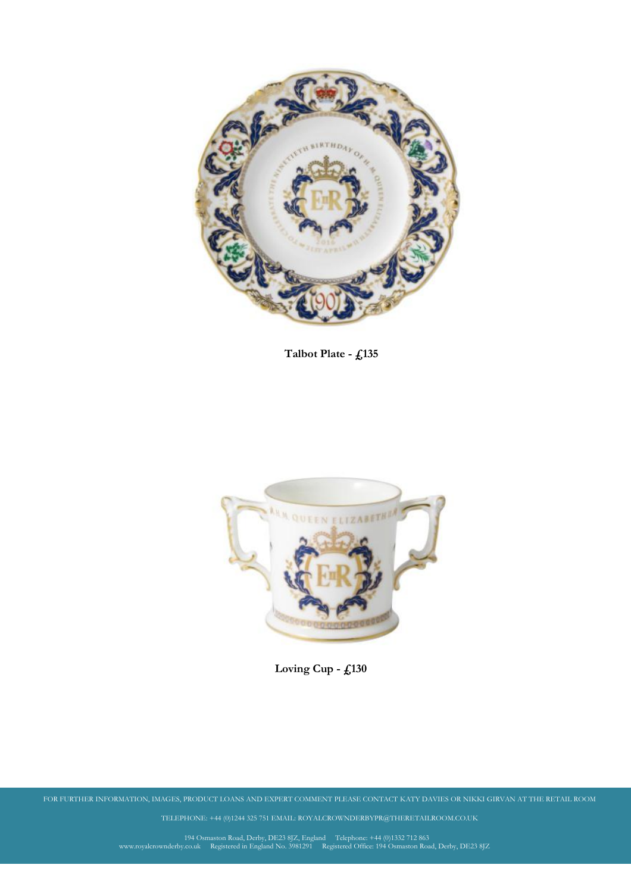**Talbot Plate - £135**

**Loving Cup - £130**

FOR FURTHER INFORMATION, IMAGES, PRODUCT LOANS AND EXPERT COMMENT PLEASE CONTACT KATY DAVIES OR NIKKI GIRVAN AT THE RETAIL ROOM

TELEPHONE: +44 (0)1244 325 751 EMAIL: ROYALCROWNDERBYPR@THERETAILROOM.CO.UK

194 Osmaston Road, Derby, DE23 8JZ, England Telephone: +44 (0)1332 712 863
www.royalcrownderby.co.uk Registered in England No. 3981291 Registered Office: 194 Osmaston Road, Derby, DE23 8JZ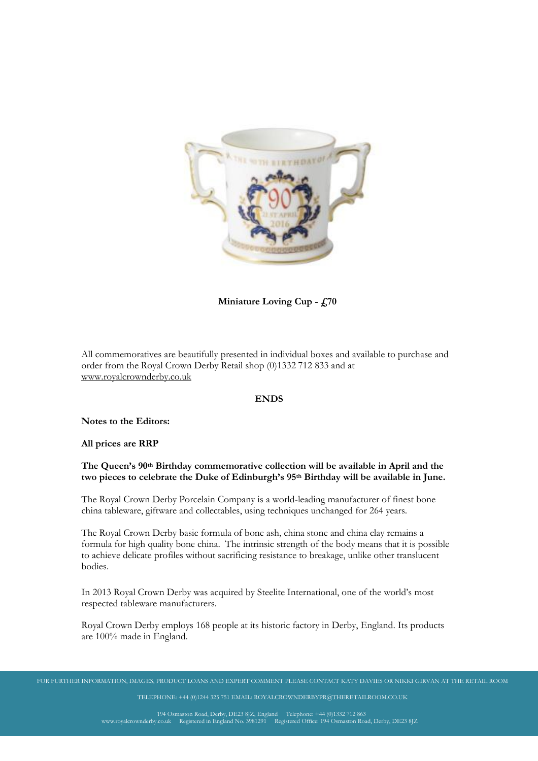**Miniature Loving Cup - £70**

All commemoratives are beautifully presented in individual boxes and available to purchase and order from the Royal Crown Derby Retail shop (0)1332 712 833 and at www.royalcrownderby.co.uk

**ENDS**

**Notes to the Editors:**

**All prices are RRP**

**The Queen's 90th Birthday commemorative collection will be available in April and the two pieces to celebrate the Duke of Edinburgh's 95th Birthday will be available in June.**

The Royal Crown Derby Porcelain Company is a world-leading manufacturer of finest bone china tableware, giftware and collectables, using techniques unchanged for 264 years.

The Royal Crown Derby basic formula of bone ash, china stone and china clay remains a formula for high quality bone china. The intrinsic strength of the body means that it is possible to achieve delicate profiles without sacrificing resistance to breakage, unlike other translucent bodies.

In 2013 Royal Crown Derby was acquired by Steelite International, one of the world's most respected tableware manufacturers.

Royal Crown Derby employs 168 people at its historic factory in Derby, England. Its products are 100% made in England.

FOR FURTHER INFORMATION, IMAGES, PRODUCT LOANS AND EXPERT COMMENT PLEASE CONTACT KATY DAVIES OR NIKKI GIRVAN AT THE RETAIL ROOM

TELEPHONE: +44 (0)1244 325 751 EMAIL: ROYALCROWNDERBYPR@THERETAILROOM.CO.UK

194 Osmaston Road, Derby, DE23 8JZ, England Telephone: +44 (0)1332 712 863
www.royalcrownderby.co.uk Registered in England No. 3981291 Registered Office: 194 Osmaston Road, Derby, DE23 8JZ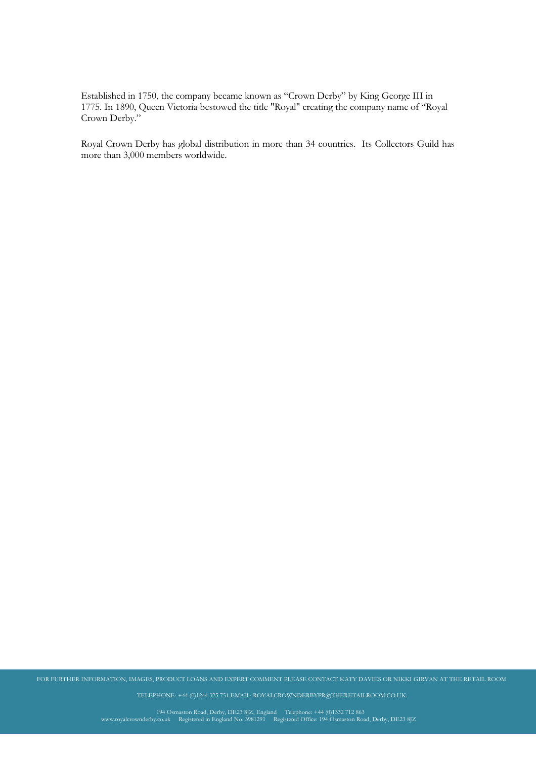Established in 1750, the company became known as "Crown Derby" by King George III in 1775. In 1890, Queen Victoria bestowed the title "Royal" creating the company name of "Royal Crown Derby."

Royal Crown Derby has global distribution in more than 34 countries. Its Collectors Guild has more than 3,000 members worldwide.

FOR FURTHER INFORMATION, IMAGES, PRODUCT LOANS AND EXPERT COMMENT PLEASE CONTACT KATY DAVIES OR NIKKI GIRVAN AT THE RETAIL ROOM

TELEPHONE: +44 (0)1244 325 751 EMAIL: ROYALCROWNDERBYPR@THERETAILROOM.CO.UK

194 Osmaston Road, Derby, DE23 8JZ, England Telephone: +44 (0)1332 712 863
www.royalcrownderby.co.uk Registered in England No. 3981291 Registered Office: 194 Osmaston Road, Derby, DE23 8JZ